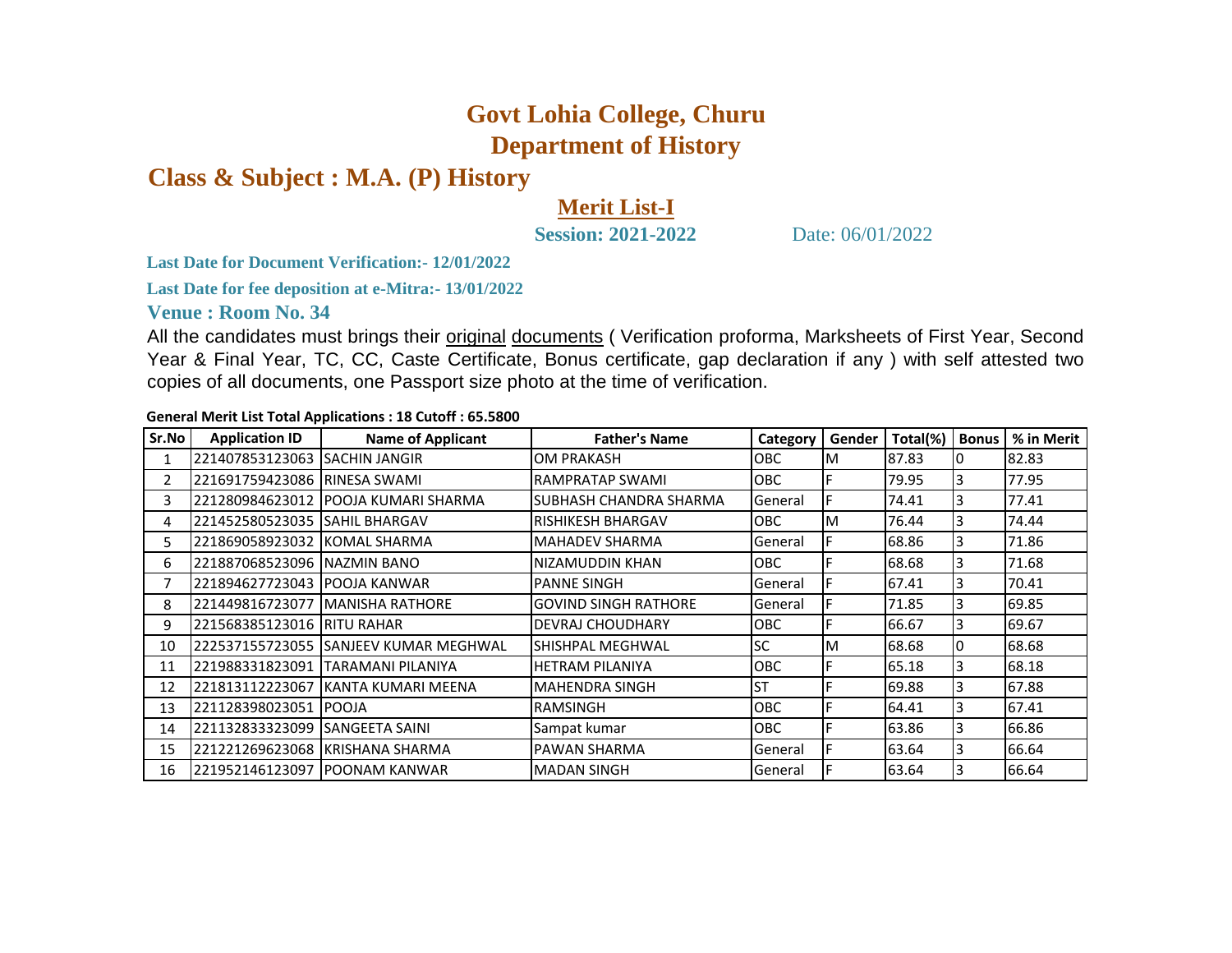# Govt Lohia College, Churu
# Department of History

## Class & Subject : M.A. (P) History

### Merit List-I

**Session: 2021-2022** Date: 06/01/2022

**Last Date for Document Verification:- 12/01/2022**

**Last Date for fee deposition at e-Mitra:- 13/01/2022**

**Venue : Room No. 34**

All the candidates must brings their original documents ( Verification proforma, Marksheets of First Year, Second Year & Final Year, TC, CC, Caste Certificate, Bonus certificate, gap declaration if any ) with self attested two copies of all documents, one Passport size photo at the time of verification.

**General Merit List Total Applications : 18 Cutoff : 65.5800**

| Sr.No | Application ID | Name of Applicant | Father's Name | Category | Gender | Total(%) | Bonus | % in Merit |
|---|---|---|---|---|---|---|---|---|
| 1 | 221407853123063 | SACHIN JANGIR | OM PRAKASH | OBC | M | 87.83 | 0 | 82.83 |
| 2 | 221691759423086 | RINESA SWAMI | RAMPRATAP SWAMI | OBC | F | 79.95 | 3 | 77.95 |
| 3 | 221280984623012 | POOJA KUMARI SHARMA | SUBHASH CHANDRA SHARMA | General | F | 74.41 | 3 | 77.41 |
| 4 | 221452580523035 | SAHIL BHARGAV | RISHIKESH BHARGAV | OBC | M | 76.44 | 3 | 74.44 |
| 5 | 221869058923032 | KOMAL SHARMA | MAHADEV SHARMA | General | F | 68.86 | 3 | 71.86 |
| 6 | 221887068523096 | NAZMIN BANO | NIZAMUDDIN KHAN | OBC | F | 68.68 | 3 | 71.68 |
| 7 | 221894627723043 | POOJA KANWAR | PANNE SINGH | General | F | 67.41 | 3 | 70.41 |
| 8 | 221449816723077 | MANISHA RATHORE | GOVIND SINGH RATHORE | General | F | 71.85 | 3 | 69.85 |
| 9 | 221568385123016 | RITU RAHAR | DEVRAJ CHOUDHARY | OBC | F | 66.67 | 3 | 69.67 |
| 10 | 222537155723055 | SANJEEV KUMAR MEGHWAL | SHISHPAL MEGHWAL | SC | M | 68.68 | 0 | 68.68 |
| 11 | 221988331823091 | TARAMANI PILANIYA | HETRAM PILANIYA | OBC | F | 65.18 | 3 | 68.18 |
| 12 | 221813112223067 | KANTA KUMARI MEENA | MAHENDRA SINGH | ST | F | 69.88 | 3 | 67.88 |
| 13 | 221128398023051 | POOJA | RAMSINGH | OBC | F | 64.41 | 3 | 67.41 |
| 14 | 221132833323099 | SANGEETA SAINI | Sampat kumar | OBC | F | 63.86 | 3 | 66.86 |
| 15 | 221221269623068 | KRISHANA SHARMA | PAWAN SHARMA | General | F | 63.64 | 3 | 66.64 |
| 16 | 221952146123097 | POONAM KANWAR | MADAN SINGH | General | F | 63.64 | 3 | 66.64 |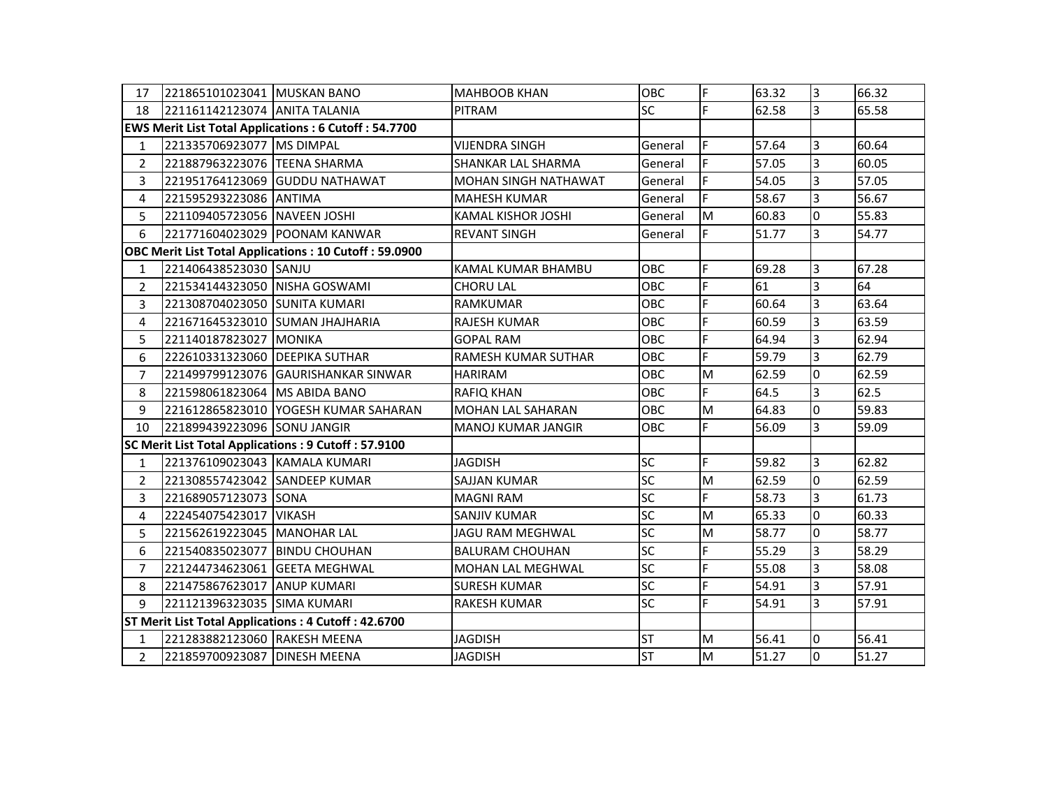| | | | | | | | | |
|---|---|---|---|---|---|---|---|---|
| 17 | 221865101023041 | MUSKAN BANO | MAHBOOB KHAN | OBC | F | 63.32 | 3 | 66.32 |
| 18 | 221161142123074 | ANITA TALANIA | PITRAM | SC | F | 62.58 | 3 | 65.58 |
| **EWS Merit List Total Applications : 6 Cutoff : 54.7700** | | | | | | | | |
| 1 | 221335706923077 | MS DIMPAL | VIJENDRA SINGH | General | F | 57.64 | 3 | 60.64 |
| 2 | 221887963223076 | TEENA SHARMA | SHANKAR LAL SHARMA | General | F | 57.05 | 3 | 60.05 |
| 3 | 221951764123069 | GUDDU NATHAWAT | MOHAN SINGH NATHAWAT | General | F | 54.05 | 3 | 57.05 |
| 4 | 221595293223086 | ANTIMA | MAHESH KUMAR | General | F | 58.67 | 3 | 56.67 |
| 5 | 221109405723056 | NAVEEN JOSHI | KAMAL KISHOR JOSHI | General | M | 60.83 | 0 | 55.83 |
| 6 | 221771604023029 | POONAM KANWAR | REVANT SINGH | General | F | 51.77 | 3 | 54.77 |
| **OBC Merit List Total Applications : 10 Cutoff : 59.0900** | | | | | | | | |
| 1 | 221406438523030 | SANJU | KAMAL KUMAR BHAMBU | OBC | F | 69.28 | 3 | 67.28 |
| 2 | 221534144323050 | NISHA GOSWAMI | CHORU LAL | OBC | F | 61 | 3 | 64 |
| 3 | 221308704023050 | SUNITA KUMARI | RAMKUMAR | OBC | F | 60.64 | 3 | 63.64 |
| 4 | 221671645323010 | SUMAN JHAJHARIA | RAJESH KUMAR | OBC | F | 60.59 | 3 | 63.59 |
| 5 | 221140187823027 | MONIKA | GOPAL RAM | OBC | F | 64.94 | 3 | 62.94 |
| 6 | 222610331823060 | DEEPIKA SUTHAR | RAMESH KUMAR SUTHAR | OBC | F | 59.79 | 3 | 62.79 |
| 7 | 221499799123076 | GAURISHANKAR SINWAR | HARIRAM | OBC | M | 62.59 | 0 | 62.59 |
| 8 | 221598061823064 | MS ABIDA BANO | RAFIQ KHAN | OBC | F | 64.5 | 3 | 62.5 |
| 9 | 221612865823010 | YOGESH KUMAR SAHARAN | MOHAN LAL SAHARAN | OBC | M | 64.83 | 0 | 59.83 |
| 10 | 221899439223096 | SONU JANGIR | MANOJ KUMAR JANGIR | OBC | F | 56.09 | 3 | 59.09 |
| **SC Merit List Total Applications : 9 Cutoff : 57.9100** | | | | | | | | |
| 1 | 221376109023043 | KAMALA KUMARI | JAGDISH | SC | F | 59.82 | 3 | 62.82 |
| 2 | 221308557423042 | SANDEEP KUMAR | SAJJAN KUMAR | SC | M | 62.59 | 0 | 62.59 |
| 3 | 221689057123073 | SONA | MAGNI RAM | SC | F | 58.73 | 3 | 61.73 |
| 4 | 222454075423017 | VIKASH | SANJIV KUMAR | SC | M | 65.33 | 0 | 60.33 |
| 5 | 221562619223045 | MANOHAR LAL | JAGU RAM MEGHWAL | SC | M | 58.77 | 0 | 58.77 |
| 6 | 221540835023077 | BINDU CHOUHAN | BALURAM CHOUHAN | SC | F | 55.29 | 3 | 58.29 |
| 7 | 221244734623061 | GEETA MEGHWAL | MOHAN LAL MEGHWAL | SC | F | 55.08 | 3 | 58.08 |
| 8 | 221475867623017 | ANUP KUMARI | SURESH KUMAR | SC | F | 54.91 | 3 | 57.91 |
| 9 | 221121396323035 | SIMA KUMARI | RAKESH KUMAR | SC | F | 54.91 | 3 | 57.91 |
| **ST Merit List Total Applications : 4 Cutoff : 42.6700** | | | | | | | | |
| 1 | 221283882123060 | RAKESH MEENA | JAGDISH | ST | M | 56.41 | 0 | 56.41 |
| 2 | 221859700923087 | DINESH MEENA | JAGDISH | ST | M | 51.27 | 0 | 51.27 |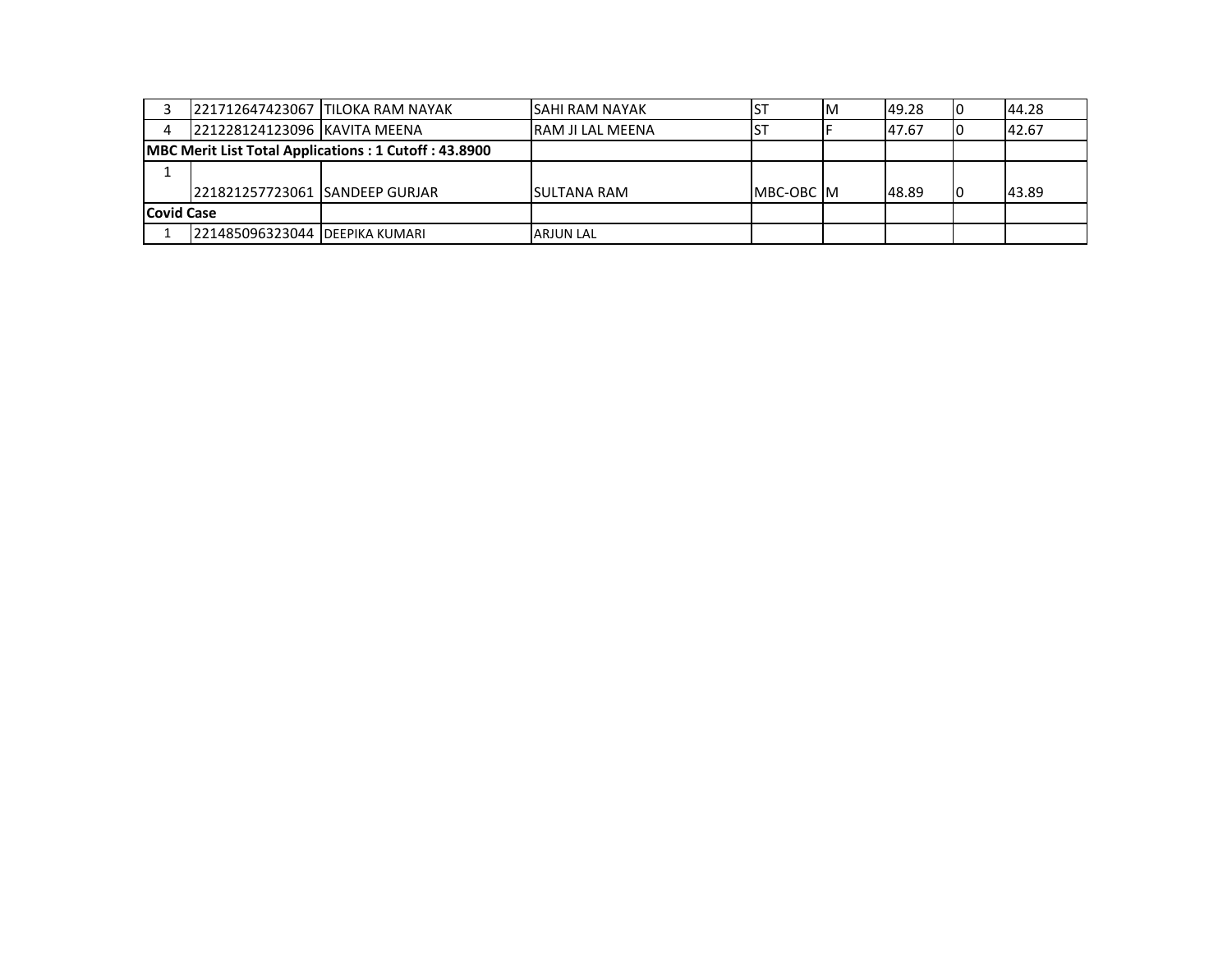| | | | | | | | | |
|---|---|---|---|---|---|---|---|---|
| 3 | 221712647423067 | TILOKA RAM NAYAK | SAHI RAM NAYAK | ST | M | 49.28 | 0 | 44.28 |
| 4 | 221228124123096 | KAVITA MEENA | RAM JI LAL MEENA | ST | F | 47.67 | 0 | 42.67 |
| **MBC Merit List Total Applications : 1 Cutoff : 43.8900** | | | | | | | | |
| 1 | 221821257723061 | SANDEEP GURJAR | SULTANA RAM | MBC-OBC | M | 48.89 | 0 | 43.89 |
| **Covid Case** | | | | | | | | |
| 1 | 221485096323044 | DEEPIKA KUMARI | ARJUN LAL | | | | | |